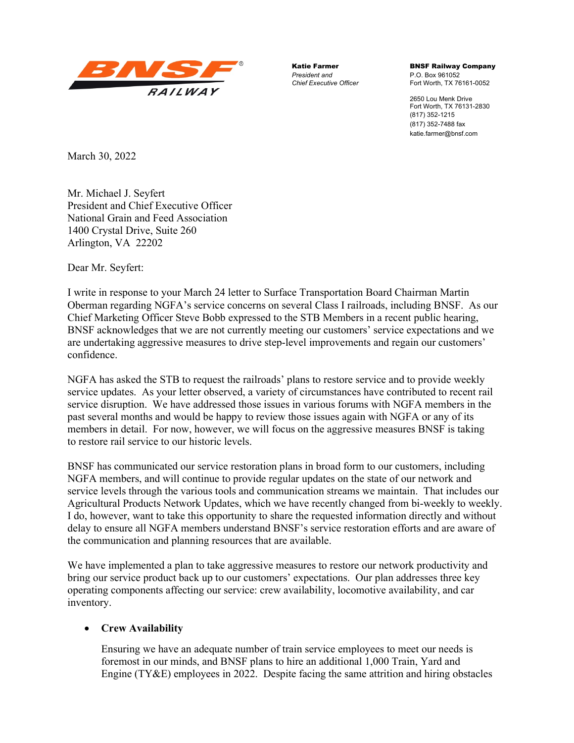**BNSF RAILWAY**

**Katie Farmer**
*President and*
*Chief Executive Officer*

**BNSF Railway Company**
P.O. Box 961052
Fort Worth, TX 76161-0052

2650 Lou Menk Drive
Fort Worth, TX 76131-2830
(817) 352-1215
(817) 352-7488 fax
katie.farmer@bnsf.com

March 30, 2022

Mr. Michael J. Seyfert
President and Chief Executive Officer
National Grain and Feed Association
1400 Crystal Drive, Suite 260
Arlington, VA 22202

Dear Mr. Seyfert:

I write in response to your March 24 letter to Surface Transportation Board Chairman Martin Oberman regarding NGFA's service concerns on several Class I railroads, including BNSF. As our Chief Marketing Officer Steve Bobb expressed to the STB Members in a recent public hearing, BNSF acknowledges that we are not currently meeting our customers' service expectations and we are undertaking aggressive measures to drive step-level improvements and regain our customers' confidence.

NGFA has asked the STB to request the railroads' plans to restore service and to provide weekly service updates. As your letter observed, a variety of circumstances have contributed to recent rail service disruption. We have addressed those issues in various forums with NGFA members in the past several months and would be happy to review those issues again with NGFA or any of its members in detail. For now, however, we will focus on the aggressive measures BNSF is taking to restore rail service to our historic levels.

BNSF has communicated our service restoration plans in broad form to our customers, including NGFA members, and will continue to provide regular updates on the state of our network and service levels through the various tools and communication streams we maintain. That includes our Agricultural Products Network Updates, which we have recently changed from bi-weekly to weekly. I do, however, want to take this opportunity to share the requested information directly and without delay to ensure all NGFA members understand BNSF's service restoration efforts and are aware of the communication and planning resources that are available.

We have implemented a plan to take aggressive measures to restore our network productivity and bring our service product back up to our customers' expectations. Our plan addresses three key operating components affecting our service: crew availability, locomotive availability, and car inventory.

- **Crew Availability**

  Ensuring we have an adequate number of train service employees to meet our needs is foremost in our minds, and BNSF plans to hire an additional 1,000 Train, Yard and Engine (TY&E) employees in 2022. Despite facing the same attrition and hiring obstacles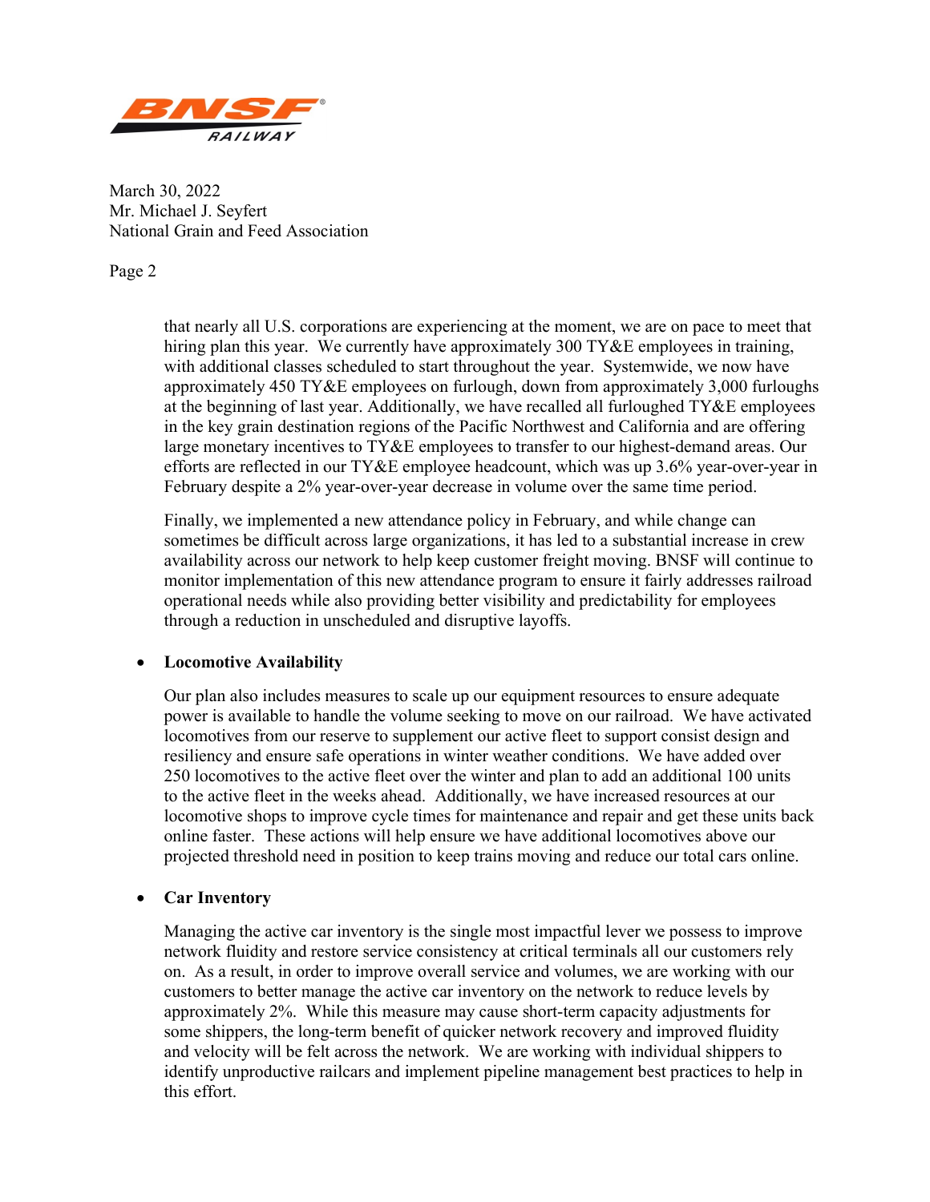that nearly all U.S. corporations are experiencing at the moment, we are on pace to meet that hiring plan this year. We currently have approximately 300 TY&E employees in training, with additional classes scheduled to start throughout the year. Systemwide, we now have approximately 450 TY&E employees on furlough, down from approximately 3,000 furloughs at the beginning of last year. Additionally, we have recalled all furloughed TY&E employees in the key grain destination regions of the Pacific Northwest and California and are offering large monetary incentives to TY&E employees to transfer to our highest-demand areas. Our efforts are reflected in our TY&E employee headcount, which was up 3.6% year-over-year in February despite a 2% year-over-year decrease in volume over the same time period.

Finally, we implemented a new attendance policy in February, and while change can sometimes be difficult across large organizations, it has led to a substantial increase in crew availability across our network to help keep customer freight moving. BNSF will continue to monitor implementation of this new attendance program to ensure it fairly addresses railroad operational needs while also providing better visibility and predictability for employees through a reduction in unscheduled and disruptive layoffs.

- **Locomotive Availability**

  Our plan also includes measures to scale up our equipment resources to ensure adequate power is available to handle the volume seeking to move on our railroad. We have activated locomotives from our reserve to supplement our active fleet to support consist design and resiliency and ensure safe operations in winter weather conditions. We have added over 250 locomotives to the active fleet over the winter and plan to add an additional 100 units to the active fleet in the weeks ahead. Additionally, we have increased resources at our locomotive shops to improve cycle times for maintenance and repair and get these units back online faster. These actions will help ensure we have additional locomotives above our projected threshold need in position to keep trains moving and reduce our total cars online.

- **Car Inventory**

  Managing the active car inventory is the single most impactful lever we possess to improve network fluidity and restore service consistency at critical terminals all our customers rely on. As a result, in order to improve overall service and volumes, we are working with our customers to better manage the active car inventory on the network to reduce levels by approximately 2%. While this measure may cause short-term capacity adjustments for some shippers, the long-term benefit of quicker network recovery and improved fluidity and velocity will be felt across the network. We are working with individual shippers to identify unproductive railcars and implement pipeline management best practices to help in this effort.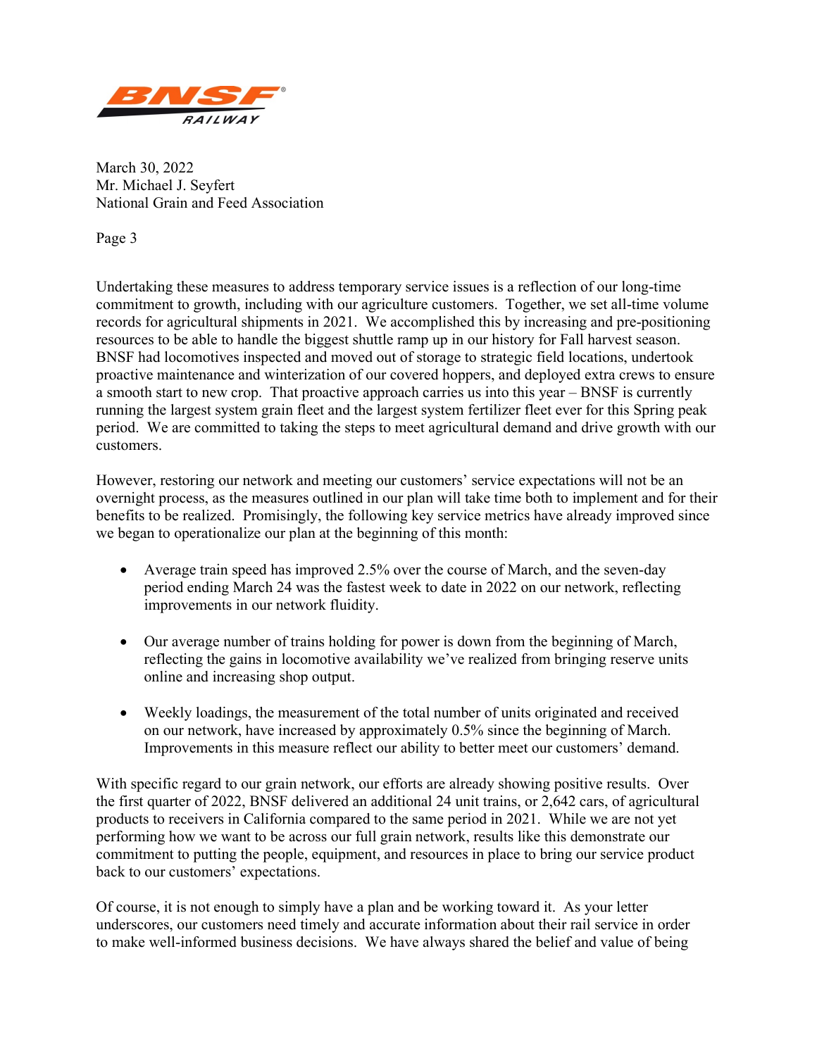Undertaking these measures to address temporary service issues is a reflection of our long-time commitment to growth, including with our agriculture customers. Together, we set all-time volume records for agricultural shipments in 2021. We accomplished this by increasing and pre-positioning resources to be able to handle the biggest shuttle ramp up in our history for Fall harvest season. BNSF had locomotives inspected and moved out of storage to strategic field locations, undertook proactive maintenance and winterization of our covered hoppers, and deployed extra crews to ensure a smooth start to new crop. That proactive approach carries us into this year – BNSF is currently running the largest system grain fleet and the largest system fertilizer fleet ever for this Spring peak period. We are committed to taking the steps to meet agricultural demand and drive growth with our customers.

However, restoring our network and meeting our customers' service expectations will not be an overnight process, as the measures outlined in our plan will take time both to implement and for their benefits to be realized. Promisingly, the following key service metrics have already improved since we began to operationalize our plan at the beginning of this month:

- Average train speed has improved 2.5% over the course of March, and the seven-day period ending March 24 was the fastest week to date in 2022 on our network, reflecting improvements in our network fluidity.

- Our average number of trains holding for power is down from the beginning of March, reflecting the gains in locomotive availability we've realized from bringing reserve units online and increasing shop output.

- Weekly loadings, the measurement of the total number of units originated and received on our network, have increased by approximately 0.5% since the beginning of March. Improvements in this measure reflect our ability to better meet our customers' demand.

With specific regard to our grain network, our efforts are already showing positive results. Over the first quarter of 2022, BNSF delivered an additional 24 unit trains, or 2,642 cars, of agricultural products to receivers in California compared to the same period in 2021. While we are not yet performing how we want to be across our full grain network, results like this demonstrate our commitment to putting the people, equipment, and resources in place to bring our service product back to our customers' expectations.

Of course, it is not enough to simply have a plan and be working toward it. As your letter underscores, our customers need timely and accurate information about their rail service in order to make well-informed business decisions. We have always shared the belief and value of being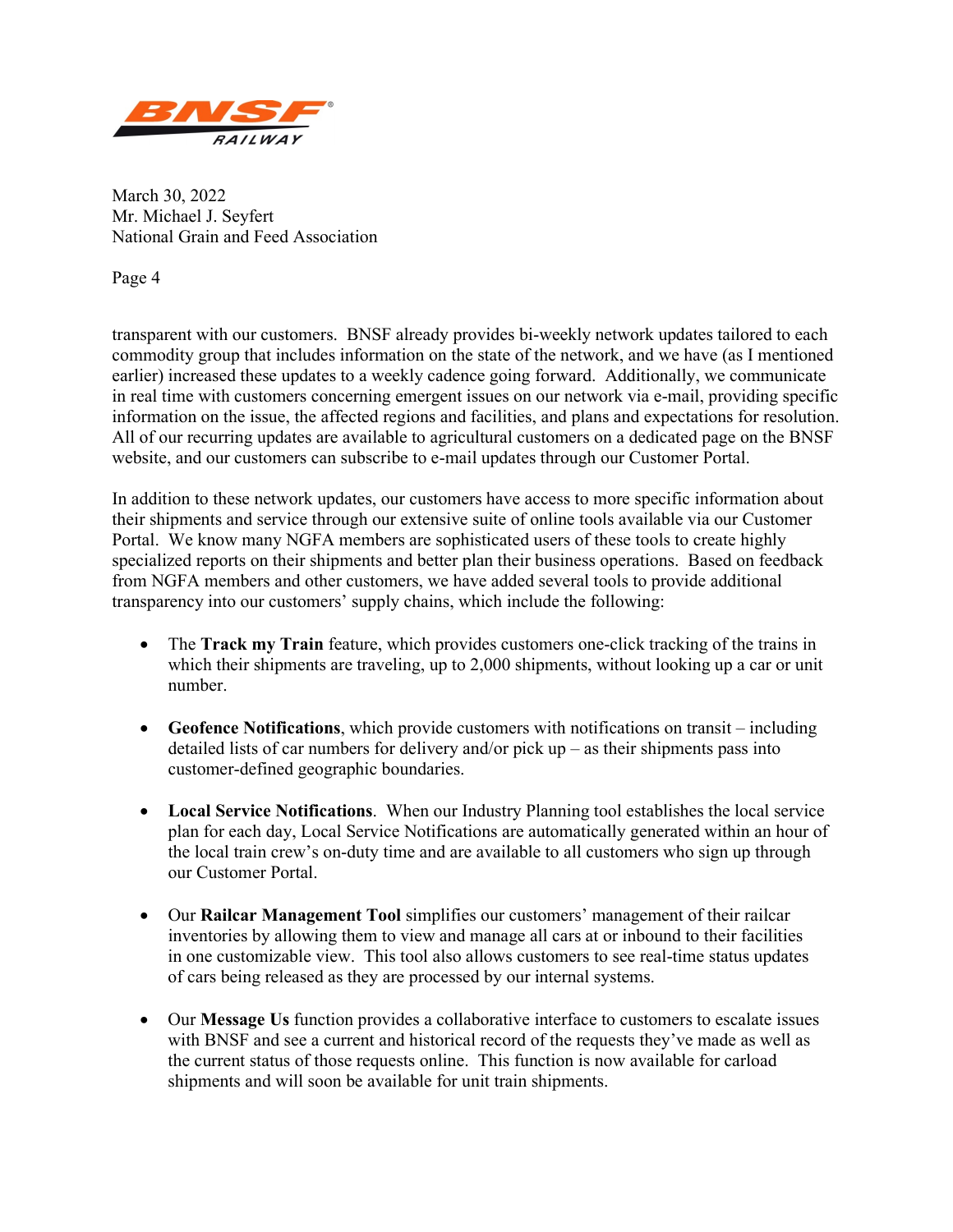transparent with our customers. BNSF already provides bi-weekly network updates tailored to each commodity group that includes information on the state of the network, and we have (as I mentioned earlier) increased these updates to a weekly cadence going forward. Additionally, we communicate in real time with customers concerning emergent issues on our network via e-mail, providing specific information on the issue, the affected regions and facilities, and plans and expectations for resolution. All of our recurring updates are available to agricultural customers on a dedicated page on the BNSF website, and our customers can subscribe to e-mail updates through our Customer Portal.

In addition to these network updates, our customers have access to more specific information about their shipments and service through our extensive suite of online tools available via our Customer Portal. We know many NGFA members are sophisticated users of these tools to create highly specialized reports on their shipments and better plan their business operations. Based on feedback from NGFA members and other customers, we have added several tools to provide additional transparency into our customers' supply chains, which include the following:

- The **Track my Train** feature, which provides customers one-click tracking of the trains in which their shipments are traveling, up to 2,000 shipments, without looking up a car or unit number.
- **Geofence Notifications**, which provide customers with notifications on transit – including detailed lists of car numbers for delivery and/or pick up – as their shipments pass into customer-defined geographic boundaries.
- **Local Service Notifications**. When our Industry Planning tool establishes the local service plan for each day, Local Service Notifications are automatically generated within an hour of the local train crew's on-duty time and are available to all customers who sign up through our Customer Portal.
- Our **Railcar Management Tool** simplifies our customers' management of their railcar inventories by allowing them to view and manage all cars at or inbound to their facilities in one customizable view. This tool also allows customers to see real-time status updates of cars being released as they are processed by our internal systems.
- Our **Message Us** function provides a collaborative interface to customers to escalate issues with BNSF and see a current and historical record of the requests they've made as well as the current status of those requests online. This function is now available for carload shipments and will soon be available for unit train shipments.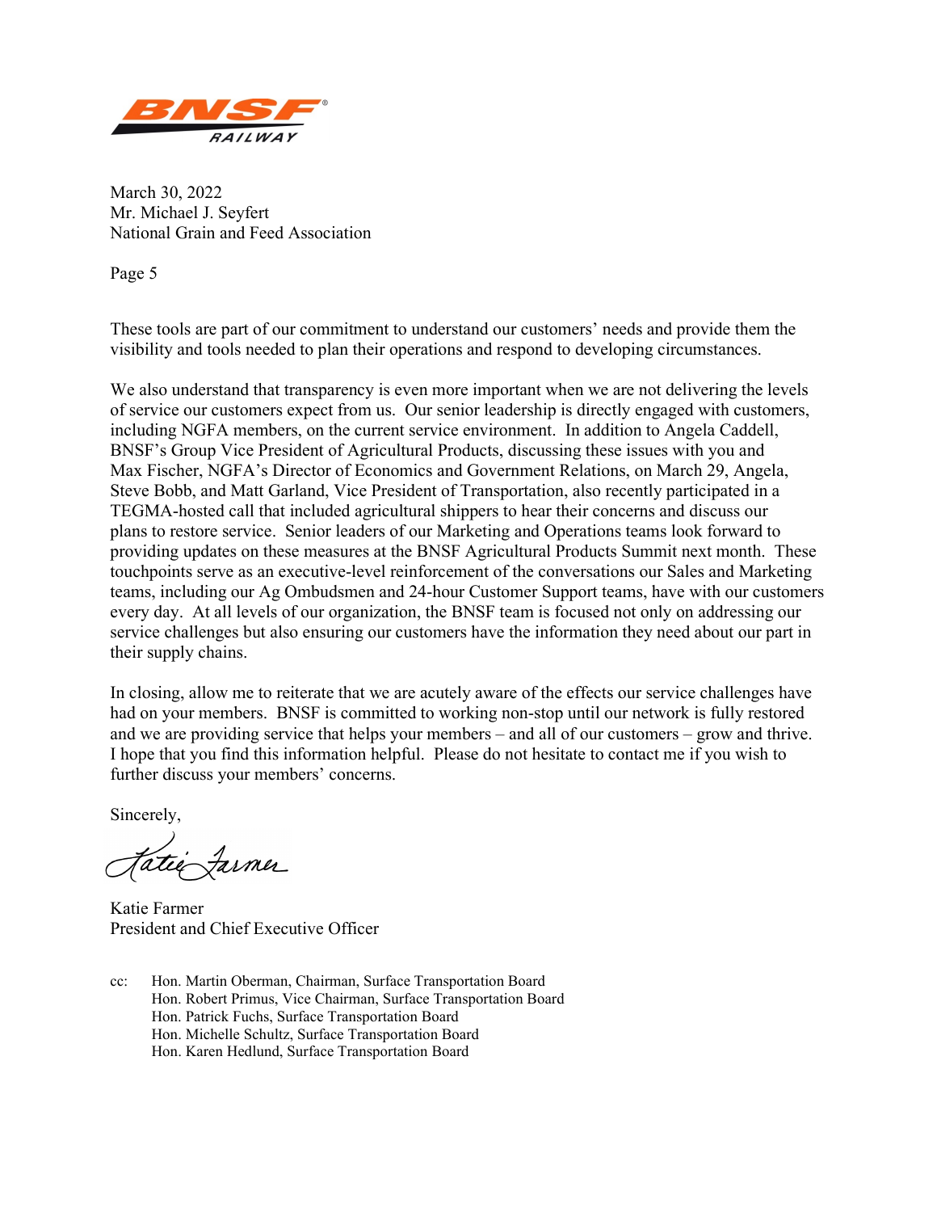March 30, 2022
Mr. Michael J. Seyfert
National Grain and Feed Association

These tools are part of our commitment to understand our customers' needs and provide them the visibility and tools needed to plan their operations and respond to developing circumstances.

We also understand that transparency is even more important when we are not delivering the levels of service our customers expect from us. Our senior leadership is directly engaged with customers, including NGFA members, on the current service environment. In addition to Angela Caddell, BNSF's Group Vice President of Agricultural Products, discussing these issues with you and Max Fischer, NGFA's Director of Economics and Government Relations, on March 29, Angela, Steve Bobb, and Matt Garland, Vice President of Transportation, also recently participated in a TEGMA-hosted call that included agricultural shippers to hear their concerns and discuss our plans to restore service. Senior leaders of our Marketing and Operations teams look forward to providing updates on these measures at the BNSF Agricultural Products Summit next month. These touchpoints serve as an executive-level reinforcement of the conversations our Sales and Marketing teams, including our Ag Ombudsmen and 24-hour Customer Support teams, have with our customers every day. At all levels of our organization, the BNSF team is focused not only on addressing our service challenges but also ensuring our customers have the information they need about our part in their supply chains.

In closing, allow me to reiterate that we are acutely aware of the effects our service challenges have had on your members. BNSF is committed to working non-stop until our network is fully restored and we are providing service that helps your members – and all of our customers – grow and thrive. I hope that you find this information helpful. Please do not hesitate to contact me if you wish to further discuss your members' concerns.

Sincerely,

Katie Farmer

Katie Farmer
President and Chief Executive Officer

cc: Hon. Martin Oberman, Chairman, Surface Transportation Board
Hon. Robert Primus, Vice Chairman, Surface Transportation Board
Hon. Patrick Fuchs, Surface Transportation Board
Hon. Michelle Schultz, Surface Transportation Board
Hon. Karen Hedlund, Surface Transportation Board